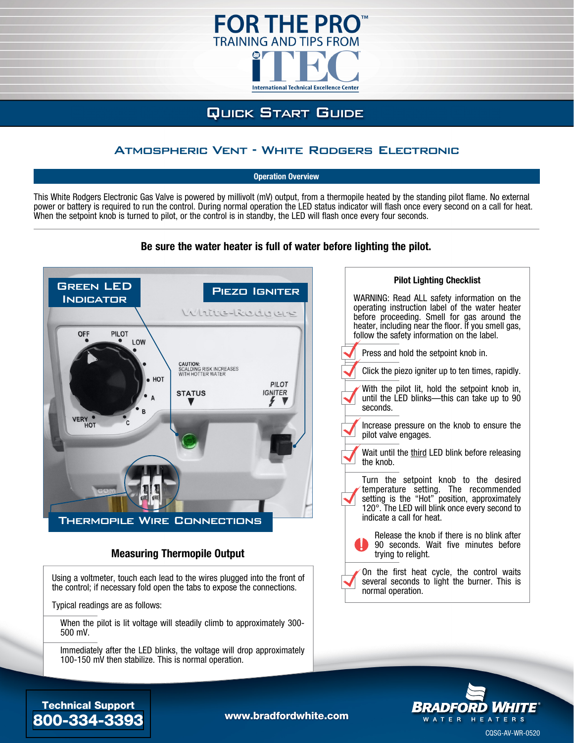# FOR THE PRO™

TRAINING AND TIPS FROM iTEC

International Technical Excellence Center

## Quick Start Guide

### Atmospheric Vent - White Rodgers Electronic

**Operation Overview**

This White Rodgers Electronic Gas Valve is powered by millivolt (mV) output, from a thermopile heated by the standing pilot flame. No external power or battery is required to run the control. During normal operation the LED status indicator will flash once every second on a call for heat. When the setpoint knob is turned to pilot, or the control is in standby, the LED will flash once every four seconds.

**Be sure the water heater is full of water before lighting the pilot.**

Green LED Indicator

Piezo Igniter

Thermopile Wire Connections

### Pilot Lighting Checklist

WARNING: Read ALL safety information on the operating instruction label of the water heater before proceeding. Smell for gas around the heater, including near the floor. If you smell gas, follow the safety information on the label.

- Press and hold the setpoint knob in.
- Click the piezo igniter up to ten times, rapidly.
- With the pilot lit, hold the setpoint knob in, until the LED blinks—this can take up to 90 seconds.
- Increase pressure on the knob to ensure the pilot valve engages.
- Wait until the third LED blink before releasing the knob.
- Turn the setpoint knob to the desired temperature setting. The recommended setting is the "Hot" position, approximately 120°. The LED will blink once every second to indicate a call for heat.
- ! Release the knob if there is no blink after 90 seconds. Wait five minutes before trying to relight.
- On the first heat cycle, the control waits several seconds to light the burner. This is normal operation.

### Measuring Thermopile Output

Using a voltmeter, touch each lead to the wires plugged into the front of the control; if necessary fold open the tabs to expose the connections.

Typical readings are as follows:

- When the pilot is lit voltage will steadily climb to approximately 300-500 mV.
- Immediately after the LED blinks, the voltage will drop approximately 100-150 mV then stabilize. This is normal operation.

**Technical Support**
**800-334-3393**

www.bradfordwhite.com

BRADFORD WHITE® WATER HEATERS

CQSG-AV-WR-0520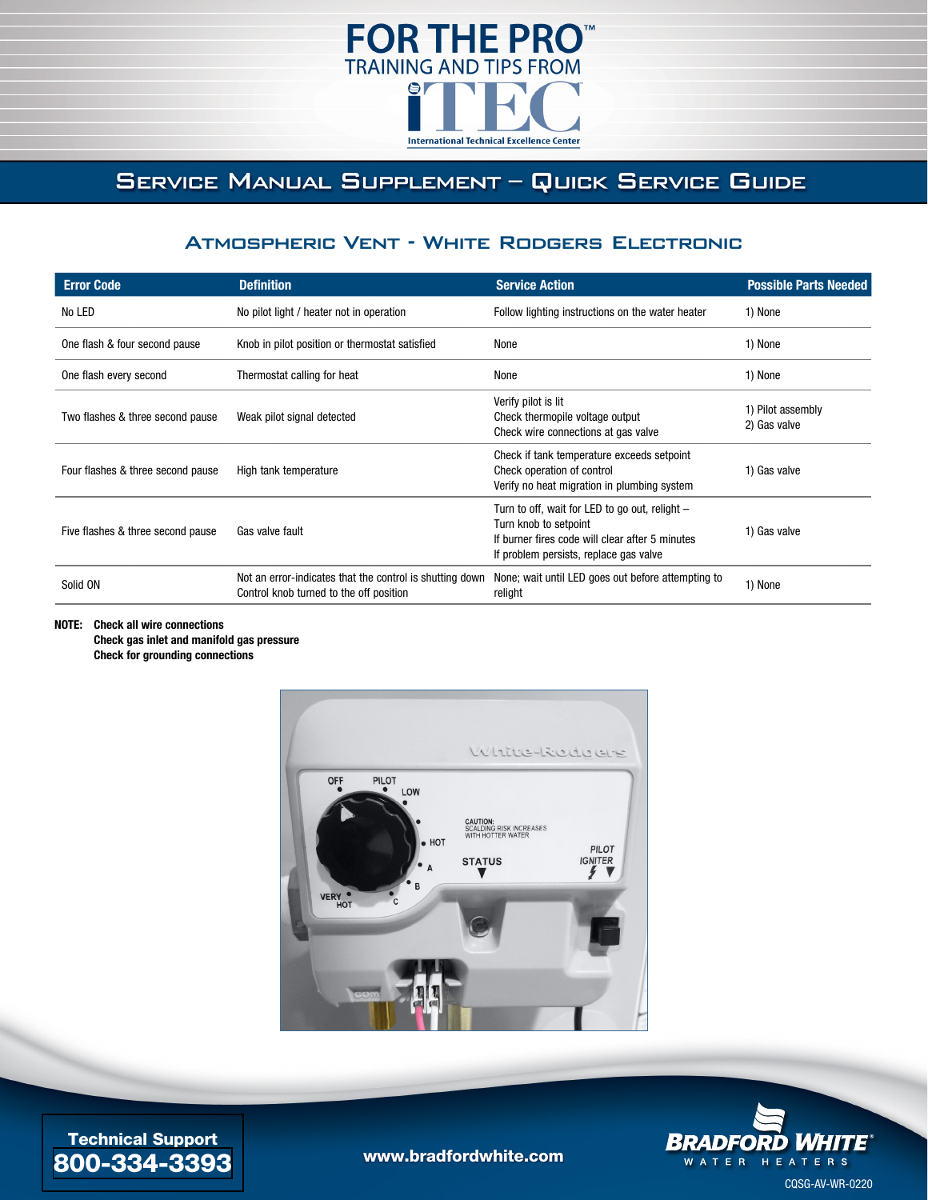# FOR THE PRO™

TRAINING AND TIPS FROM iTEC

International Technical Excellence Center

## Service Manual Supplement – Quick Service Guide

### Atmospheric Vent - White Rodgers Electronic

| Error Code | Definition | Service Action | Possible Parts Needed |
| --- | --- | --- | --- |
| No LED | No pilot light / heater not in operation | Follow lighting instructions on the water heater | 1) None |
| One flash & four second pause | Knob in pilot position or thermostat satisfied | None | 1) None |
| One flash every second | Thermostat calling for heat | None | 1) None |
| Two flashes & three second pause | Weak pilot signal detected | Verify pilot is lit<br>Check thermopile voltage output<br>Check wire connections at gas valve | 1) Pilot assembly<br>2) Gas valve |
| Four flashes & three second pause | High tank temperature | Check if tank temperature exceeds setpoint<br>Check operation of control<br>Verify no heat migration in plumbing system | 1) Gas valve |
| Five flashes & three second pause | Gas valve fault | Turn to off, wait for LED to go out, relight –<br>Turn knob to setpoint<br>If burner fires code will clear after 5 minutes<br>If problem persists, replace gas valve | 1) Gas valve |
| Solid ON | Not an error-indicates that the control is shutting down<br>Control knob turned to the off position | None; wait until LED goes out before attempting to relight | 1) None |

**NOTE: Check all wire connections**
**Check gas inlet and manifold gas pressure**
**Check for grounding connections**

**Technical Support**
**800-334-3393**

**www.bradfordwhite.com**

BRADFORD WHITE® WATER HEATERS

CQSG-AV-WR-0220